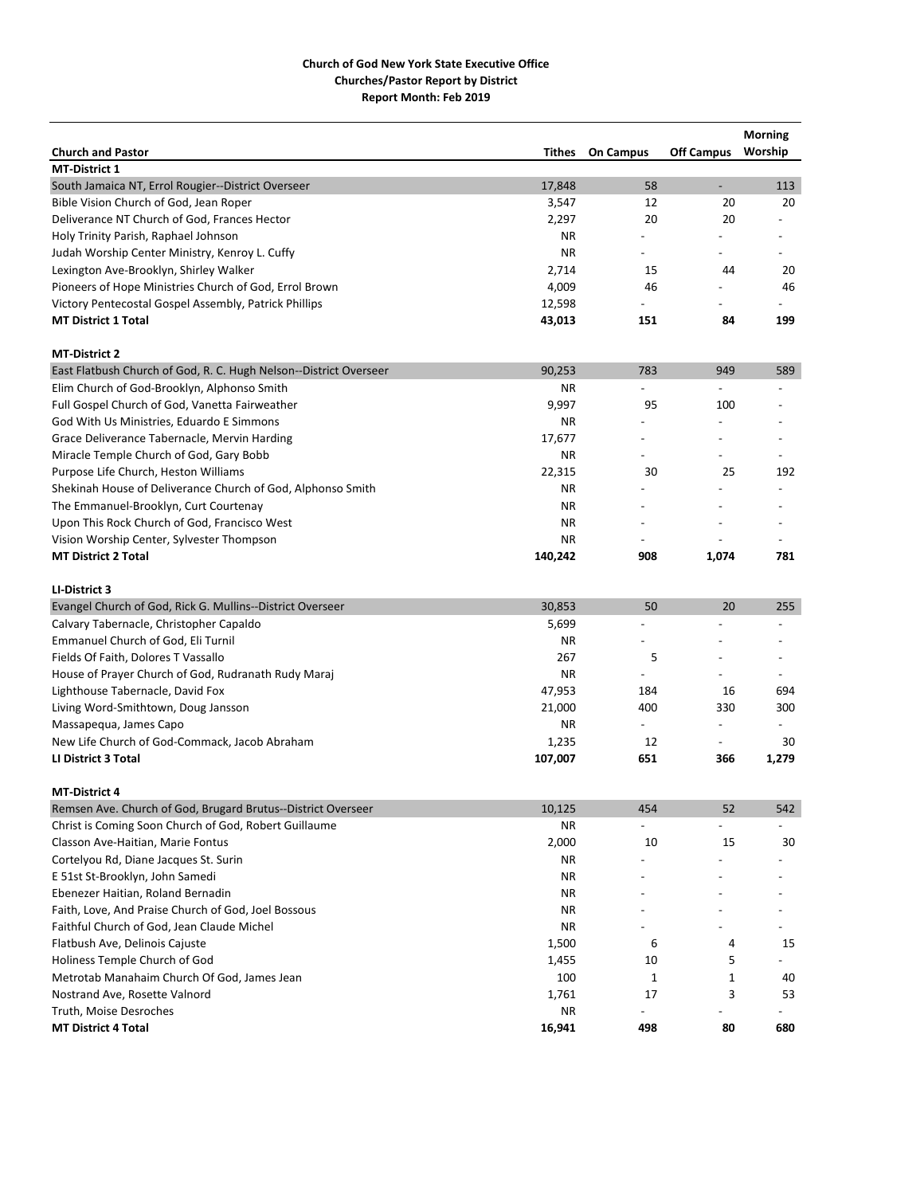**Church of God New York State Executive Office**
**Churches/Pastor Report by District**
**Report Month: Feb 2019**

| Church and Pastor | Tithes | On Campus | Off Campus | Morning Worship |
|---|---|---|---|---|
| **MT-District 1** | | | | |
| South Jamaica NT, Errol Rougier--District Overseer | 17,848 | 58 | - | 113 |
| Bible Vision Church of God, Jean Roper | 3,547 | 12 | 20 | 20 |
| Deliverance NT Church of God, Frances Hector | 2,297 | 20 | 20 | - |
| Holy Trinity Parish, Raphael Johnson | NR | - | - | - |
| Judah Worship Center Ministry, Kenroy L. Cuffy | NR | - | - | - |
| Lexington Ave-Brooklyn, Shirley Walker | 2,714 | 15 | 44 | 20 |
| Pioneers of Hope Ministries Church of God, Errol Brown | 4,009 | 46 | - | 46 |
| Victory Pentecostal Gospel Assembly, Patrick Phillips | 12,598 | - | - | - |
| **MT District 1 Total** | **43,013** | **151** | **84** | **199** |
| | | | | |
| **MT-District 2** | | | | |
| East Flatbush Church of God, R. C. Hugh Nelson--District Overseer | 90,253 | 783 | 949 | 589 |
| Elim Church of God-Brooklyn, Alphonso Smith | NR | - | - | - |
| Full Gospel Church of God, Vanetta Fairweather | 9,997 | 95 | 100 | - |
| God With Us Ministries, Eduardo E Simmons | NR | - | - | - |
| Grace Deliverance Tabernacle, Mervin Harding | 17,677 | - | - | - |
| Miracle Temple Church of God, Gary Bobb | NR | - | - | - |
| Purpose Life Church, Heston Williams | 22,315 | 30 | 25 | 192 |
| Shekinah House of Deliverance Church of God, Alphonso Smith | NR | - | - | - |
| The Emmanuel-Brooklyn, Curt Courtenay | NR | - | - | - |
| Upon This Rock Church of God, Francisco West | NR | - | - | - |
| Vision Worship Center, Sylvester Thompson | NR | - | - | - |
| **MT District 2 Total** | **140,242** | **908** | **1,074** | **781** |
| | | | | |
| **LI-District 3** | | | | |
| Evangel Church of God, Rick G. Mullins--District Overseer | 30,853 | 50 | 20 | 255 |
| Calvary Tabernacle, Christopher Capaldo | 5,699 | - | - | - |
| Emmanuel Church of God, Eli Turnil | NR | - | - | - |
| Fields Of Faith, Dolores T Vassallo | 267 | 5 | - | - |
| House of Prayer Church of God, Rudranath Rudy Maraj | NR | - | - | - |
| Lighthouse Tabernacle, David Fox | 47,953 | 184 | 16 | 694 |
| Living Word-Smithtown, Doug Jansson | 21,000 | 400 | 330 | 300 |
| Massapequa, James Capo | NR | - | - | - |
| New Life Church of God-Commack, Jacob Abraham | 1,235 | 12 | - | 30 |
| **LI District 3 Total** | **107,007** | **651** | **366** | **1,279** |
| | | | | |
| **MT-District 4** | | | | |
| Remsen Ave. Church of God, Brugard Brutus--District Overseer | 10,125 | 454 | 52 | 542 |
| Christ is Coming Soon Church of God, Robert Guillaume | NR | - | - | - |
| Classon Ave-Haitian, Marie Fontus | 2,000 | 10 | 15 | 30 |
| Cortelyou Rd, Diane Jacques St. Surin | NR | - | - | - |
| E 51st St-Brooklyn, John Samedi | NR | - | - | - |
| Ebenezer Haitian, Roland Bernadin | NR | - | - | - |
| Faith, Love, And Praise Church of God, Joel Bossous | NR | - | - | - |
| Faithful Church of God, Jean Claude Michel | NR | - | - | - |
| Flatbush Ave, Delinois Cajuste | 1,500 | 6 | 4 | 15 |
| Holiness Temple Church of God | 1,455 | 10 | 5 | - |
| Metrotab Manahaim Church Of God, James Jean | 100 | 1 | 1 | 40 |
| Nostrand Ave, Rosette Valnord | 1,761 | 17 | 3 | 53 |
| Truth, Moise Desroches | NR | - | - | - |
| **MT District 4 Total** | **16,941** | **498** | **80** | **680** |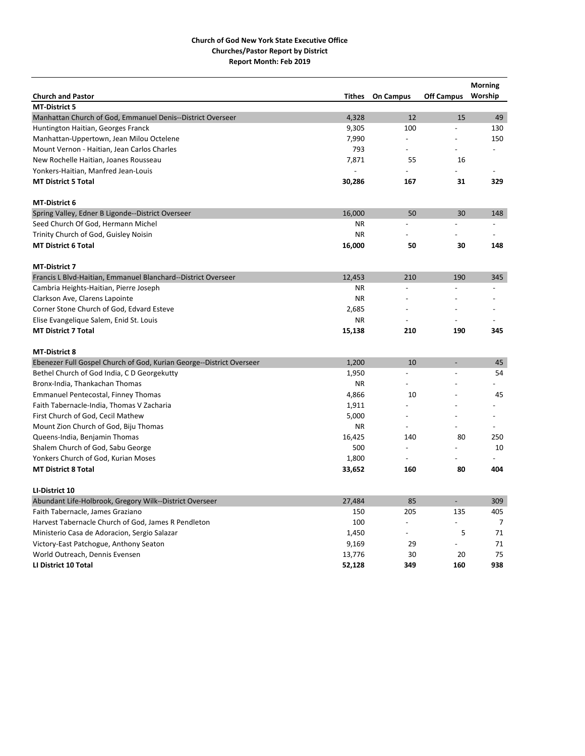**Church of God New York State Executive Office**
**Churches/Pastor Report by District**
**Report Month: Feb 2019**

| Church and Pastor | Tithes | On Campus | Off Campus | Morning Worship |
|---|---|---|---|---|
| **MT-District 5** | | | | |
| Manhattan Church of God, Emmanuel Denis--District Overseer | 4,328 | 12 | 15 | 49 |
| Huntington Haitian, Georges Franck | 9,305 | 100 | - | 130 |
| Manhattan-Uppertown, Jean Milou Octelene | 7,990 | - | - | 150 |
| Mount Vernon - Haitian, Jean Carlos Charles | 793 | - | - | - |
| New Rochelle Haitian, Joanes Rousseau | 7,871 | 55 | 16 | |
| Yonkers-Haitian, Manfred Jean-Louis | - | - | - | - |
| **MT District 5 Total** | **30,286** | **167** | **31** | **329** |
| **MT-District 6** | | | | |
| Spring Valley, Edner B Ligonde--District Overseer | 16,000 | 50 | 30 | 148 |
| Seed Church Of God, Hermann Michel | NR | - | - | - |
| Trinity Church of God, Guisley Noisin | NR | - | - | - |
| **MT District 6 Total** | **16,000** | **50** | **30** | **148** |
| **MT-District 7** | | | | |
| Francis L Blvd-Haitian, Emmanuel Blanchard--District Overseer | 12,453 | 210 | 190 | 345 |
| Cambria Heights-Haitian, Pierre Joseph | NR | - | - | - |
| Clarkson Ave, Clarens Lapointe | NR | - | - | - |
| Corner Stone Church of God, Edvard Esteve | 2,685 | - | - | - |
| Elise Evangelique Salem, Enid St. Louis | NR | - | - | - |
| **MT District 7 Total** | **15,138** | **210** | **190** | **345** |
| **MT-District 8** | | | | |
| Ebenezer Full Gospel Church of God, Kurian George--District Overseer | 1,200 | 10 | - | 45 |
| Bethel Church of God India, C D Georgekutty | 1,950 | - | - | 54 |
| Bronx-India, Thankachan Thomas | NR | - | - | - |
| Emmanuel Pentecostal, Finney Thomas | 4,866 | 10 | - | 45 |
| Faith Tabernacle-India, Thomas V Zacharia | 1,911 | - | - | - |
| First Church of God, Cecil Mathew | 5,000 | - | - | - |
| Mount Zion Church of God, Biju Thomas | NR | - | - | - |
| Queens-India, Benjamin Thomas | 16,425 | 140 | 80 | 250 |
| Shalem Church of God, Sabu George | 500 | - | - | 10 |
| Yonkers Church of God, Kurian Moses | 1,800 | - | - | - |
| **MT District 8 Total** | **33,652** | **160** | **80** | **404** |
| **LI-District 10** | | | | |
| Abundant Life-Holbrook, Gregory Wilk--District Overseer | 27,484 | 85 | - | 309 |
| Faith Tabernacle, James Graziano | 150 | 205 | 135 | 405 |
| Harvest Tabernacle Church of God, James R Pendleton | 100 | - | - | 7 |
| Ministerio Casa de Adoracion, Sergio Salazar | 1,450 | - | 5 | 71 |
| Victory-East Patchogue, Anthony Seaton | 9,169 | 29 | - | 71 |
| World Outreach, Dennis Evensen | 13,776 | 30 | 20 | 75 |
| **LI District 10 Total** | **52,128** | **349** | **160** | **938** |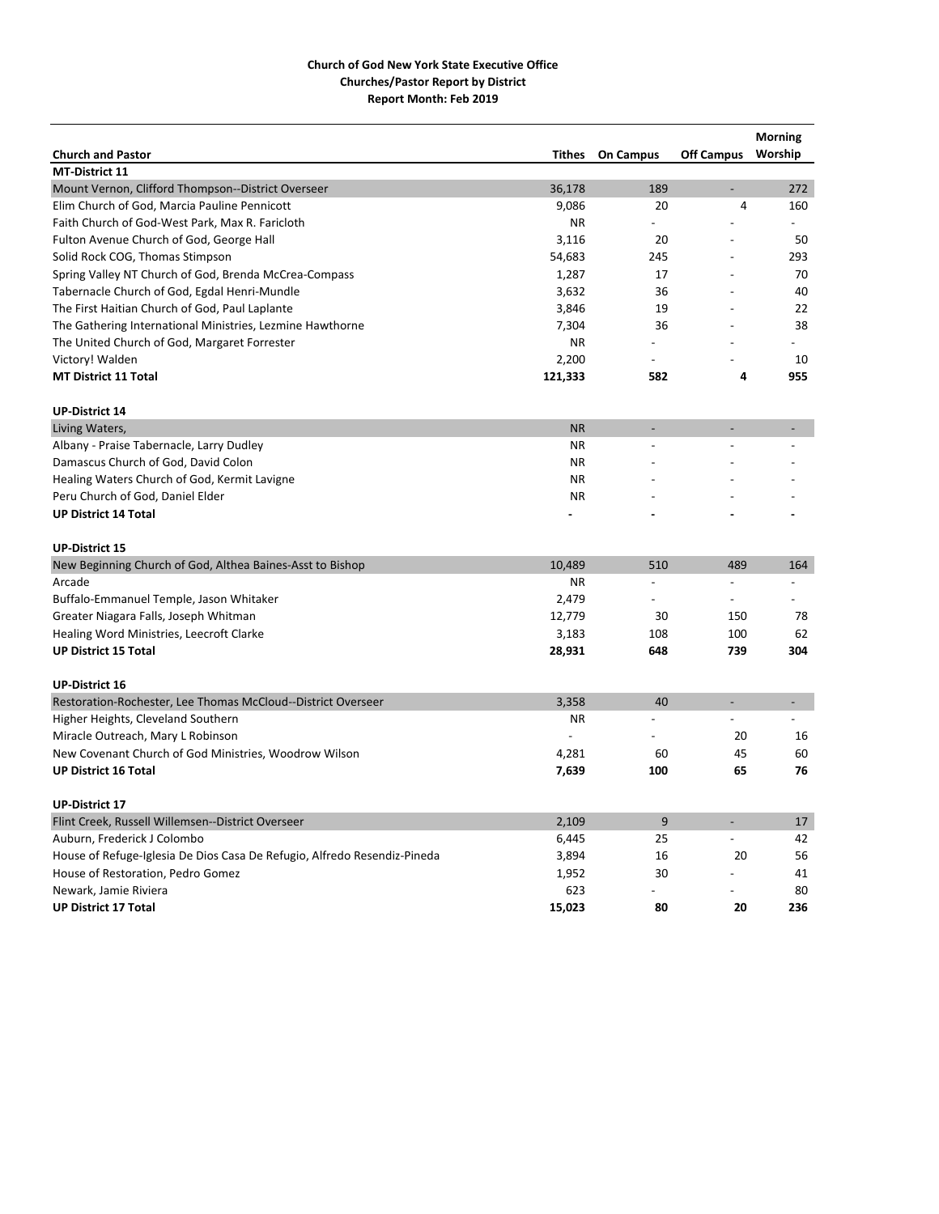**Church of God New York State Executive Office**
**Churches/Pastor Report by District**
**Report Month: Feb 2019**

| Church and Pastor | Tithes | On Campus | Off Campus | Morning Worship |
|---|---|---|---|---|
| **MT-District 11** | | | | |
| Mount Vernon, Clifford Thompson--District Overseer | 36,178 | 189 | - | 272 |
| Elim Church of God, Marcia Pauline Pennicott | 9,086 | 20 | 4 | 160 |
| Faith Church of God-West Park, Max R. Faricloth | NR | - | - | - |
| Fulton Avenue Church of God, George Hall | 3,116 | 20 | - | 50 |
| Solid Rock COG, Thomas Stimpson | 54,683 | 245 | - | 293 |
| Spring Valley NT Church of God, Brenda McCrea-Compass | 1,287 | 17 | - | 70 |
| Tabernacle Church of God, Egdal Henri-Mundle | 3,632 | 36 | - | 40 |
| The First Haitian Church of God, Paul Laplante | 3,846 | 19 | - | 22 |
| The Gathering International Ministries, Lezmine Hawthorne | 7,304 | 36 | - | 38 |
| The United Church of God, Margaret Forrester | NR | - | - | - |
| Victory! Walden | 2,200 | - | - | 10 |
| **MT District 11 Total** | **121,333** | **582** | **4** | **955** |
| | | | | |
| **UP-District 14** | | | | |
| Living Waters, | NR | - | - | - |
| Albany - Praise Tabernacle, Larry Dudley | NR | - | - | - |
| Damascus Church of God, David Colon | NR | - | - | - |
| Healing Waters Church of God, Kermit Lavigne | NR | - | - | - |
| Peru Church of God, Daniel Elder | NR | - | - | - |
| **UP District 14 Total** | **-** | **-** | **-** | **-** |
| | | | | |
| **UP-District 15** | | | | |
| New Beginning Church of God, Althea Baines-Asst to Bishop | 10,489 | 510 | 489 | 164 |
| Arcade | NR | - | - | - |
| Buffalo-Emmanuel Temple, Jason Whitaker | 2,479 | - | - | - |
| Greater Niagara Falls, Joseph Whitman | 12,779 | 30 | 150 | 78 |
| Healing Word Ministries, Leecroft Clarke | 3,183 | 108 | 100 | 62 |
| **UP District 15 Total** | **28,931** | **648** | **739** | **304** |
| | | | | |
| **UP-District 16** | | | | |
| Restoration-Rochester, Lee Thomas McCloud--District Overseer | 3,358 | 40 | - | - |
| Higher Heights, Cleveland Southern | NR | - | - | - |
| Miracle Outreach, Mary L Robinson | - | - | 20 | 16 |
| New Covenant Church of God Ministries, Woodrow Wilson | 4,281 | 60 | 45 | 60 |
| **UP District 16 Total** | **7,639** | **100** | **65** | **76** |
| | | | | |
| **UP-District 17** | | | | |
| Flint Creek, Russell Willemsen--District Overseer | 2,109 | 9 | - | 17 |
| Auburn, Frederick J Colombo | 6,445 | 25 | - | 42 |
| House of Refuge-Iglesia De Dios Casa De Refugio, Alfredo Resendiz-Pineda | 3,894 | 16 | 20 | 56 |
| House of Restoration, Pedro Gomez | 1,952 | 30 | - | 41 |
| Newark, Jamie Riviera | 623 | - | - | 80 |
| **UP District 17 Total** | **15,023** | **80** | **20** | **236** |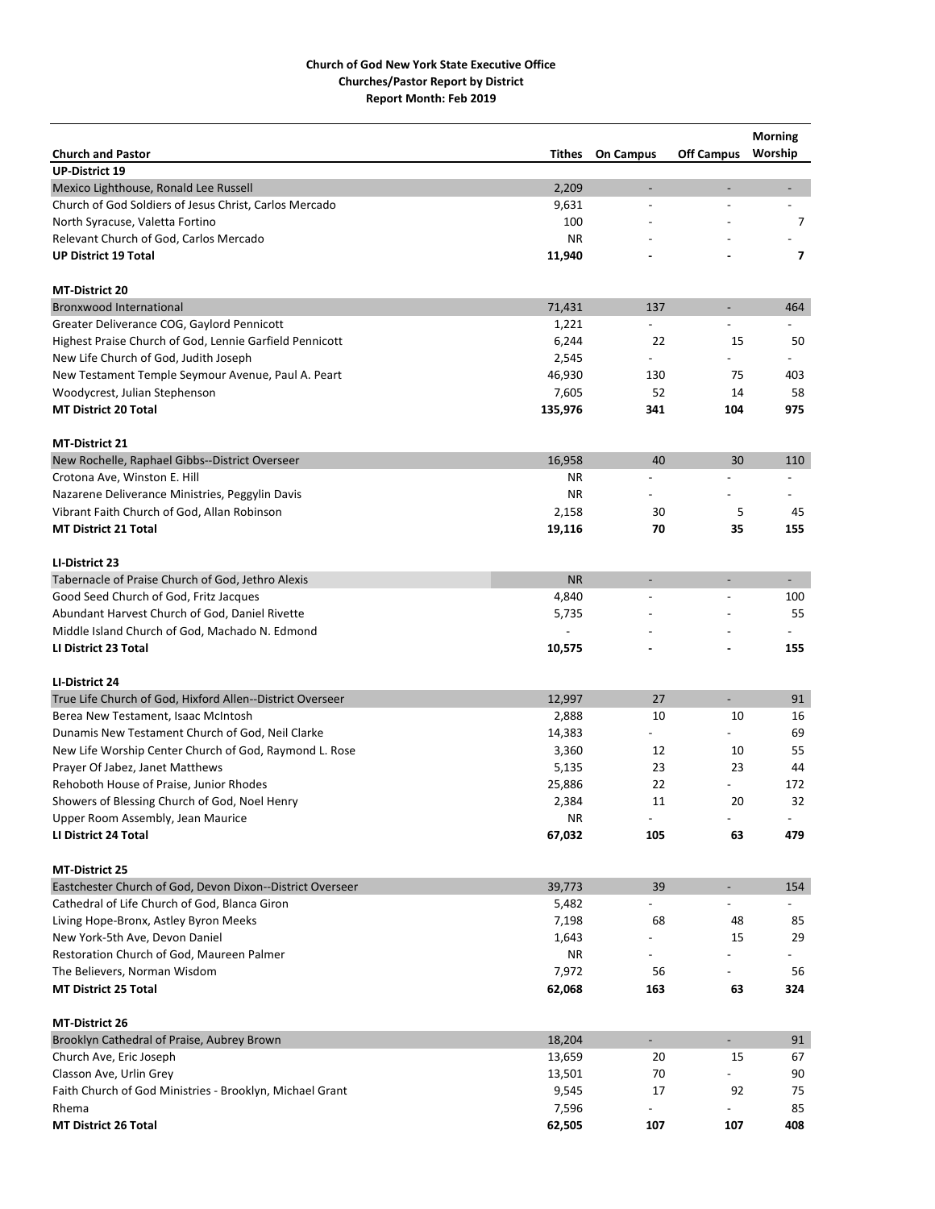**Church of God New York State Executive Office**
**Churches/Pastor Report by District**
**Report Month: Feb 2019**

| Church and Pastor | Tithes | On Campus | Off Campus | Morning Worship |
|---|---|---|---|---|
| **UP-District 19** | | | | |
| Mexico Lighthouse, Ronald Lee Russell | 2,209 | - | - | - |
| Church of God Soldiers of Jesus Christ, Carlos Mercado | 9,631 | - | - | - |
| North Syracuse, Valetta Fortino | 100 | - | - | 7 |
| Relevant Church of God, Carlos Mercado | NR | - | - | - |
| **UP District 19 Total** | **11,940** | **-** | **-** | **7** |
| | | | | |
| **MT-District 20** | | | | |
| Bronxwood International | 71,431 | 137 | - | 464 |
| Greater Deliverance COG, Gaylord Pennicott | 1,221 | - | - | - |
| Highest Praise Church of God, Lennie Garfield Pennicott | 6,244 | 22 | 15 | 50 |
| New Life Church of God, Judith Joseph | 2,545 | - | - | - |
| New Testament Temple Seymour Avenue, Paul A. Peart | 46,930 | 130 | 75 | 403 |
| Woodycrest, Julian Stephenson | 7,605 | 52 | 14 | 58 |
| **MT District 20 Total** | **135,976** | **341** | **104** | **975** |
| | | | | |
| **MT-District 21** | | | | |
| New Rochelle, Raphael Gibbs--District Overseer | 16,958 | 40 | 30 | 110 |
| Crotona Ave, Winston E. Hill | NR | - | - | - |
| Nazarene Deliverance Ministries, Peggylin Davis | NR | - | - | - |
| Vibrant Faith Church of God, Allan Robinson | 2,158 | 30 | 5 | 45 |
| **MT District 21 Total** | **19,116** | **70** | **35** | **155** |
| | | | | |
| **LI-District 23** | | | | |
| Tabernacle of Praise Church of God, Jethro Alexis | NR | - | - | - |
| Good Seed Church of God, Fritz Jacques | 4,840 | - | - | 100 |
| Abundant Harvest Church of God, Daniel Rivette | 5,735 | - | - | 55 |
| Middle Island Church of God, Machado N. Edmond | - | - | - | - |
| **LI District 23 Total** | **10,575** | **-** | **-** | **155** |
| | | | | |
| **LI-District 24** | | | | |
| True Life Church of God, Hixford Allen--District Overseer | 12,997 | 27 | - | 91 |
| Berea New Testament, Isaac McIntosh | 2,888 | 10 | 10 | 16 |
| Dunamis New Testament Church of God, Neil Clarke | 14,383 | - | - | 69 |
| New Life Worship Center Church of God, Raymond L. Rose | 3,360 | 12 | 10 | 55 |
| Prayer Of Jabez, Janet Matthews | 5,135 | 23 | 23 | 44 |
| Rehoboth House of Praise, Junior Rhodes | 25,886 | 22 | - | 172 |
| Showers of Blessing Church of God, Noel Henry | 2,384 | 11 | 20 | 32 |
| Upper Room Assembly, Jean Maurice | NR | - | - | - |
| **LI District 24 Total** | **67,032** | **105** | **63** | **479** |
| | | | | |
| **MT-District 25** | | | | |
| Eastchester Church of God, Devon Dixon--District Overseer | 39,773 | 39 | - | 154 |
| Cathedral of Life Church of God, Blanca Giron | 5,482 | - | - | - |
| Living Hope-Bronx, Astley Byron Meeks | 7,198 | 68 | 48 | 85 |
| New York-5th Ave, Devon Daniel | 1,643 | - | 15 | 29 |
| Restoration Church of God, Maureen Palmer | NR | - | - | - |
| The Believers, Norman Wisdom | 7,972 | 56 | - | 56 |
| **MT District 25 Total** | **62,068** | **163** | **63** | **324** |
| | | | | |
| **MT-District 26** | | | | |
| Brooklyn Cathedral of Praise, Aubrey Brown | 18,204 | - | - | 91 |
| Church Ave, Eric Joseph | 13,659 | 20 | 15 | 67 |
| Classon Ave, Urlin Grey | 13,501 | 70 | - | 90 |
| Faith Church of God Ministries - Brooklyn, Michael Grant | 9,545 | 17 | 92 | 75 |
| Rhema | 7,596 | - | - | 85 |
| **MT District 26 Total** | **62,505** | **107** | **107** | **408** |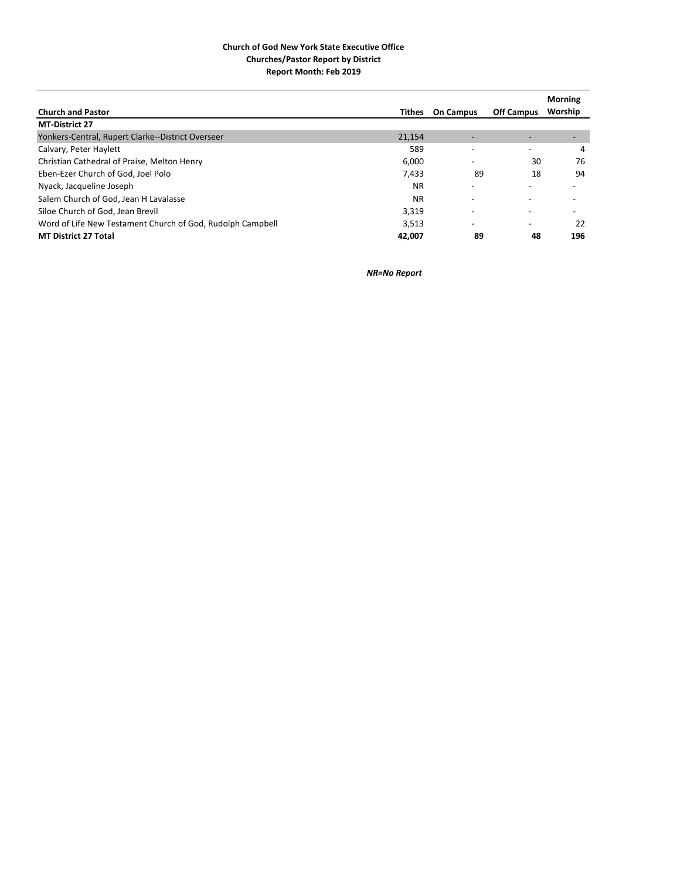**Church of God New York State Executive Office**
**Churches/Pastor Report by District**
**Report Month: Feb 2019**

| Church and Pastor | Tithes | On Campus | Off Campus | Morning Worship |
|---|---|---|---|---|
| **MT-District 27** | | | | |
| Yonkers-Central, Rupert Clarke--District Overseer | 21,154 | - | - | - |
| Calvary, Peter Haylett | 589 | - | - | 4 |
| Christian Cathedral of Praise, Melton Henry | 6,000 | - | 30 | 76 |
| Eben-Ezer Church of God, Joel Polo | 7,433 | 89 | 18 | 94 |
| Nyack, Jacqueline Joseph | NR | - | - | - |
| Salem Church of God, Jean H Lavalasse | NR | - | - | - |
| Siloe Church of God, Jean Brevil | 3,319 | - | - | - |
| Word of Life New Testament Church of God, Rudolph Campbell | 3,513 | - | - | 22 |
| **MT District 27 Total** | **42,007** | **89** | **48** | **196** |

***NR=No Report***